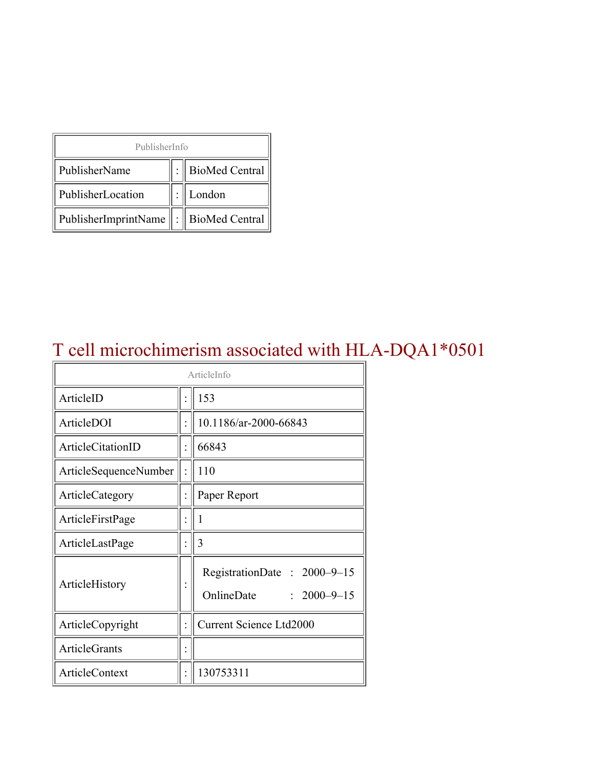| PublisherInfo | | |
|---|---|---|
| PublisherName | : | BioMed Central |
| PublisherLocation | : | London |
| PublisherImprintName | : | BioMed Central |

# T cell microchimerism associated with HLA-DQA1*0501

| ArticleInfo | | |
|---|---|---|
| ArticleID | : | 153 |
| ArticleDOI | : | 10.1186/ar-2000-66843 |
| ArticleCitationID | : | 66843 |
| ArticleSequenceNumber | : | 110 |
| ArticleCategory | : | Paper Report |
| ArticleFirstPage | : | 1 |
| ArticleLastPage | : | 3 |
| ArticleHistory | : | RegistrationDate : 2000–9–15<br>OnlineDate : 2000–9–15 |
| ArticleCopyright | : | Current Science Ltd2000 |
| ArticleGrants | : | |
| ArticleContext | : | 130753311 |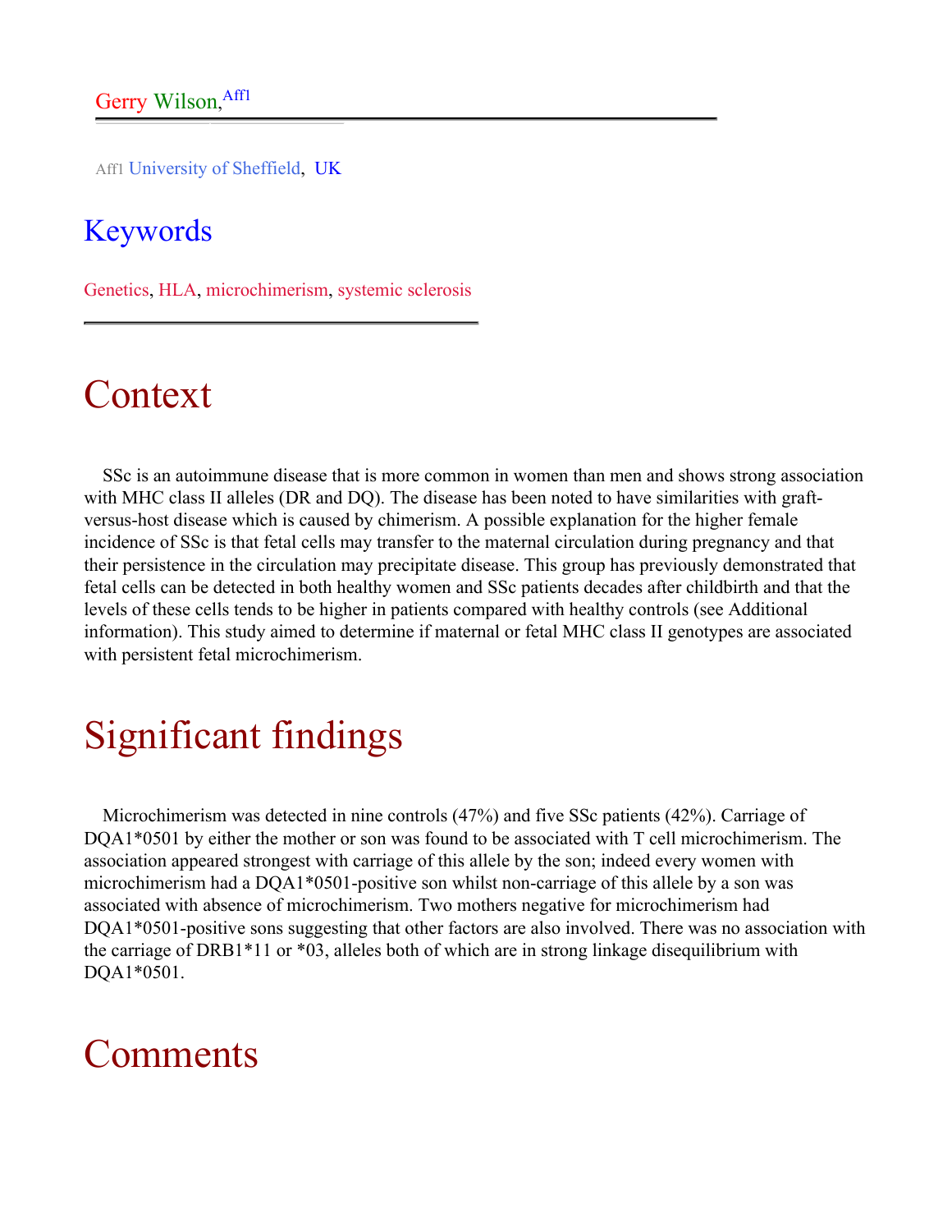Gerry Wilson,[Aff1]

Aff1 University of Sheffield, UK

## Keywords

Genetics, HLA, microchimerism, systemic sclerosis

# Context

SSc is an autoimmune disease that is more common in women than men and shows strong association with MHC class II alleles (DR and DQ). The disease has been noted to have similarities with graft-versus-host disease which is caused by chimerism. A possible explanation for the higher female incidence of SSc is that fetal cells may transfer to the maternal circulation during pregnancy and that their persistence in the circulation may precipitate disease. This group has previously demonstrated that fetal cells can be detected in both healthy women and SSc patients decades after childbirth and that the levels of these cells tends to be higher in patients compared with healthy controls (see Additional information). This study aimed to determine if maternal or fetal MHC class II genotypes are associated with persistent fetal microchimerism.

# Significant findings

Microchimerism was detected in nine controls (47%) and five SSc patients (42%). Carriage of DQA1*0501 by either the mother or son was found to be associated with T cell microchimerism. The association appeared strongest with carriage of this allele by the son; indeed every women with microchimerism had a DQA1*0501-positive son whilst non-carriage of this allele by a son was associated with absence of microchimerism. Two mothers negative for microchimerism had DQA1*0501-positive sons suggesting that other factors are also involved. There was no association with the carriage of DRB1*11 or *03, alleles both of which are in strong linkage disequilibrium with DQA1*0501.

# Comments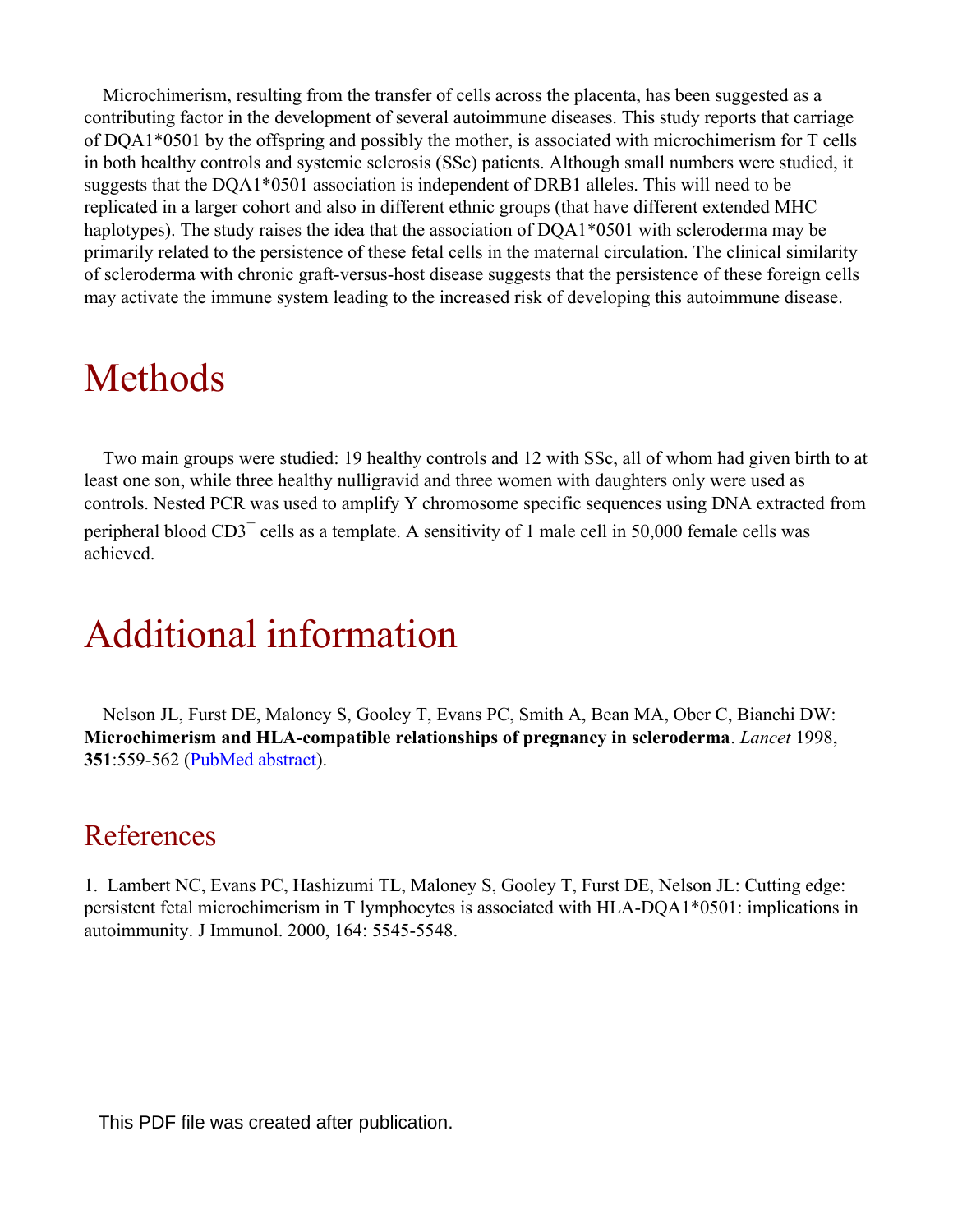Microchimerism, resulting from the transfer of cells across the placenta, has been suggested as a contributing factor in the development of several autoimmune diseases. This study reports that carriage of DQA1*0501 by the offspring and possibly the mother, is associated with microchimerism for T cells in both healthy controls and systemic sclerosis (SSc) patients. Although small numbers were studied, it suggests that the DQA1*0501 association is independent of DRB1 alleles. This will need to be replicated in a larger cohort and also in different ethnic groups (that have different extended MHC haplotypes). The study raises the idea that the association of DQA1*0501 with scleroderma may be primarily related to the persistence of these fetal cells in the maternal circulation. The clinical similarity of scleroderma with chronic graft-versus-host disease suggests that the persistence of these foreign cells may activate the immune system leading to the increased risk of developing this autoimmune disease.

# Methods

Two main groups were studied: 19 healthy controls and 12 with SSc, all of whom had given birth to at least one son, while three healthy nulligravid and three women with daughters only were used as controls. Nested PCR was used to amplify Y chromosome specific sequences using DNA extracted from peripheral blood $CD3^+$ cells as a template. A sensitivity of 1 male cell in 50,000 female cells was achieved.

# Additional information

Nelson JL, Furst DE, Maloney S, Gooley T, Evans PC, Smith A, Bean MA, Ober C, Bianchi DW: **Microchimerism and HLA-compatible relationships of pregnancy in scleroderma**. *Lancet* 1998, **351**:559-562 (PubMed abstract).

## References

1. Lambert NC, Evans PC, Hashizumi TL, Maloney S, Gooley T, Furst DE, Nelson JL: Cutting edge: persistent fetal microchimerism in T lymphocytes is associated with HLA-DQA1*0501: implications in autoimmunity. J Immunol. 2000, 164: 5545-5548.

This PDF file was created after publication.